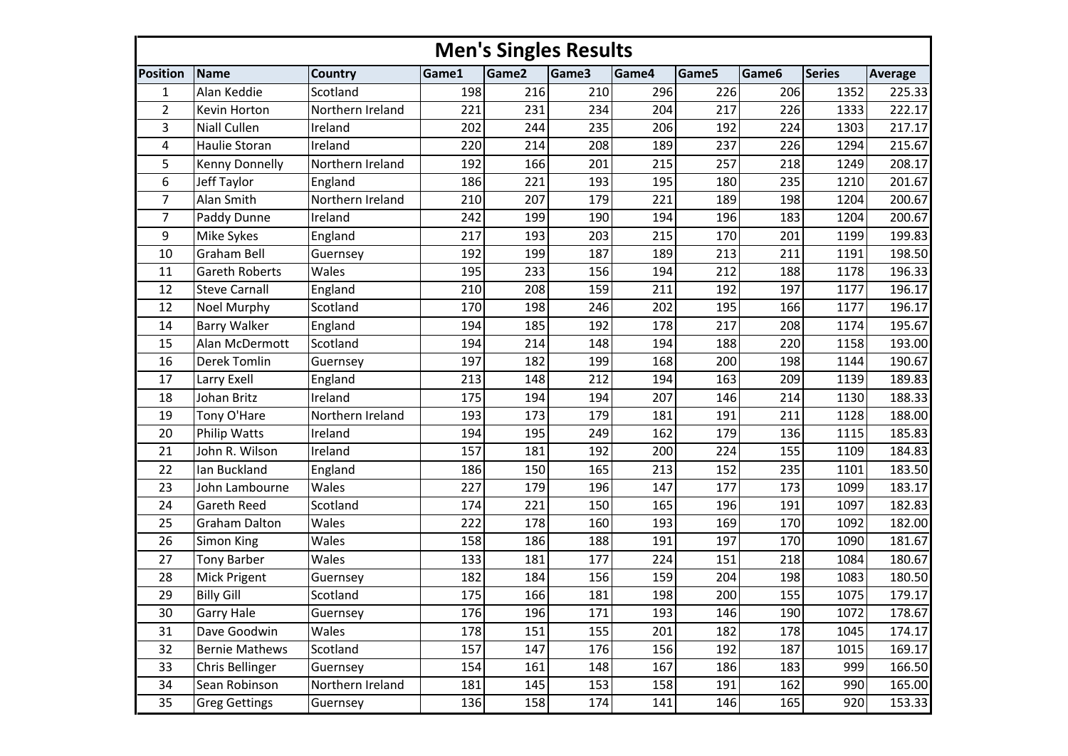# Men's Singles Results

| Position | Name | Country | Game1 | Game2 | Game3 | Game4 | Game5 | Game6 | Series | Average |
|---|---|---|---|---|---|---|---|---|---|---|
| 1 | Alan Keddie | Scotland | 198 | 216 | 210 | 296 | 226 | 206 | 1352 | 225.33 |
| 2 | Kevin Horton | Northern Ireland | 221 | 231 | 234 | 204 | 217 | 226 | 1333 | 222.17 |
| 3 | Niall Cullen | Ireland | 202 | 244 | 235 | 206 | 192 | 224 | 1303 | 217.17 |
| 4 | Haulie Storan | Ireland | 220 | 214 | 208 | 189 | 237 | 226 | 1294 | 215.67 |
| 5 | Kenny Donnelly | Northern Ireland | 192 | 166 | 201 | 215 | 257 | 218 | 1249 | 208.17 |
| 6 | Jeff Taylor | England | 186 | 221 | 193 | 195 | 180 | 235 | 1210 | 201.67 |
| 7 | Alan Smith | Northern Ireland | 210 | 207 | 179 | 221 | 189 | 198 | 1204 | 200.67 |
| 7 | Paddy Dunne | Ireland | 242 | 199 | 190 | 194 | 196 | 183 | 1204 | 200.67 |
| 9 | Mike Sykes | England | 217 | 193 | 203 | 215 | 170 | 201 | 1199 | 199.83 |
| 10 | Graham Bell | Guernsey | 192 | 199 | 187 | 189 | 213 | 211 | 1191 | 198.50 |
| 11 | Gareth Roberts | Wales | 195 | 233 | 156 | 194 | 212 | 188 | 1178 | 196.33 |
| 12 | Steve Carnall | England | 210 | 208 | 159 | 211 | 192 | 197 | 1177 | 196.17 |
| 12 | Noel Murphy | Scotland | 170 | 198 | 246 | 202 | 195 | 166 | 1177 | 196.17 |
| 14 | Barry Walker | England | 194 | 185 | 192 | 178 | 217 | 208 | 1174 | 195.67 |
| 15 | Alan McDermott | Scotland | 194 | 214 | 148 | 194 | 188 | 220 | 1158 | 193.00 |
| 16 | Derek Tomlin | Guernsey | 197 | 182 | 199 | 168 | 200 | 198 | 1144 | 190.67 |
| 17 | Larry Exell | England | 213 | 148 | 212 | 194 | 163 | 209 | 1139 | 189.83 |
| 18 | Johan Britz | Ireland | 175 | 194 | 194 | 207 | 146 | 214 | 1130 | 188.33 |
| 19 | Tony O'Hare | Northern Ireland | 193 | 173 | 179 | 181 | 191 | 211 | 1128 | 188.00 |
| 20 | Philip Watts | Ireland | 194 | 195 | 249 | 162 | 179 | 136 | 1115 | 185.83 |
| 21 | John R. Wilson | Ireland | 157 | 181 | 192 | 200 | 224 | 155 | 1109 | 184.83 |
| 22 | Ian Buckland | England | 186 | 150 | 165 | 213 | 152 | 235 | 1101 | 183.50 |
| 23 | John Lambourne | Wales | 227 | 179 | 196 | 147 | 177 | 173 | 1099 | 183.17 |
| 24 | Gareth Reed | Scotland | 174 | 221 | 150 | 165 | 196 | 191 | 1097 | 182.83 |
| 25 | Graham Dalton | Wales | 222 | 178 | 160 | 193 | 169 | 170 | 1092 | 182.00 |
| 26 | Simon King | Wales | 158 | 186 | 188 | 191 | 197 | 170 | 1090 | 181.67 |
| 27 | Tony Barber | Wales | 133 | 181 | 177 | 224 | 151 | 218 | 1084 | 180.67 |
| 28 | Mick Prigent | Guernsey | 182 | 184 | 156 | 159 | 204 | 198 | 1083 | 180.50 |
| 29 | Billy Gill | Scotland | 175 | 166 | 181 | 198 | 200 | 155 | 1075 | 179.17 |
| 30 | Garry Hale | Guernsey | 176 | 196 | 171 | 193 | 146 | 190 | 1072 | 178.67 |
| 31 | Dave Goodwin | Wales | 178 | 151 | 155 | 201 | 182 | 178 | 1045 | 174.17 |
| 32 | Bernie Mathews | Scotland | 157 | 147 | 176 | 156 | 192 | 187 | 1015 | 169.17 |
| 33 | Chris Bellinger | Guernsey | 154 | 161 | 148 | 167 | 186 | 183 | 999 | 166.50 |
| 34 | Sean Robinson | Northern Ireland | 181 | 145 | 153 | 158 | 191 | 162 | 990 | 165.00 |
| 35 | Greg Gettings | Guernsey | 136 | 158 | 174 | 141 | 146 | 165 | 920 | 153.33 |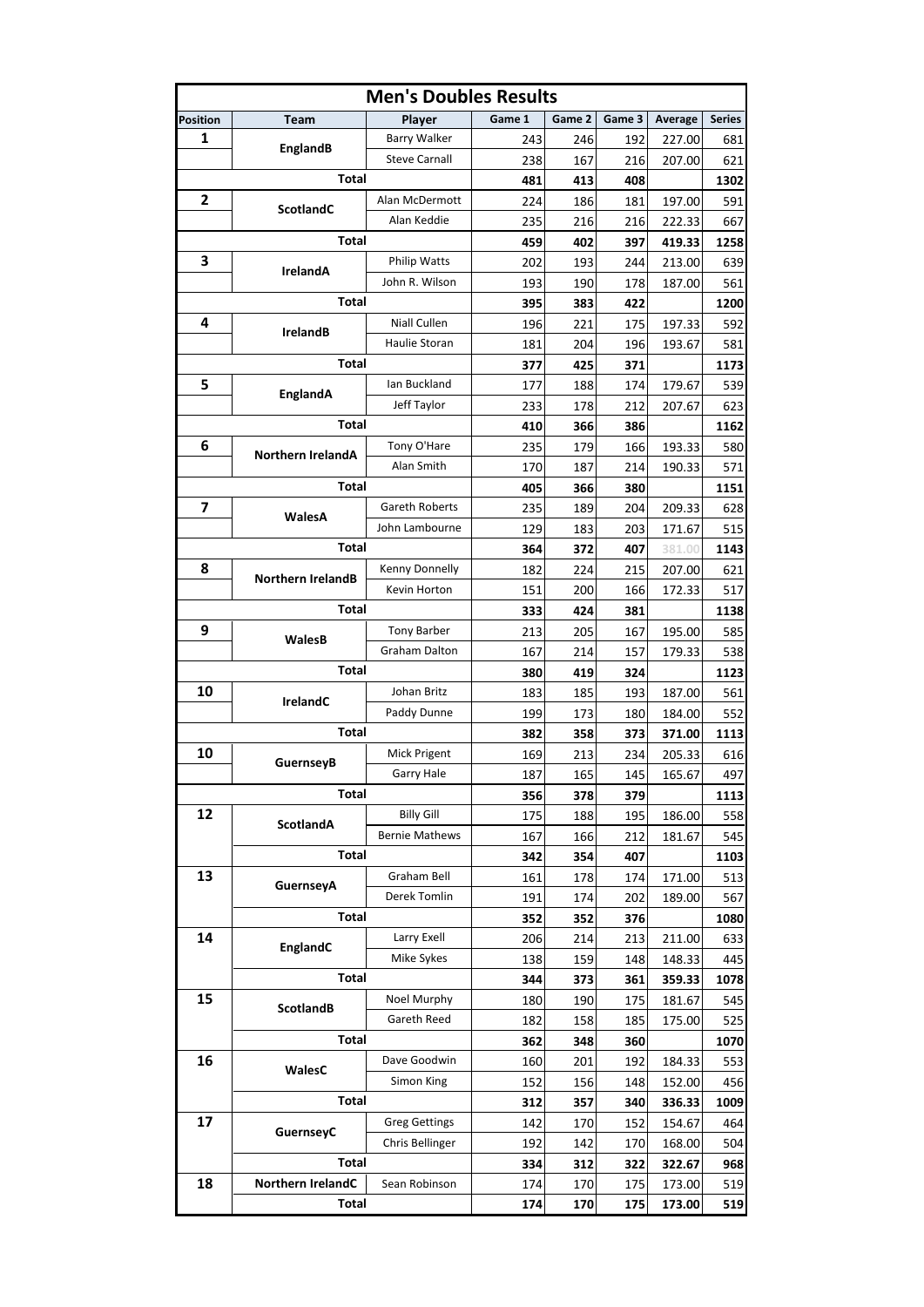# Men's Doubles Results

| Position | Team | Player | Game 1 | Game 2 | Game 3 | Average | Series |
|---|---|---|---|---|---|---|---|
| 1 | EnglandB | Barry Walker | 243 | 246 | 192 | 227.00 | 681 |
| | | Steve Carnall | 238 | 167 | 216 | 207.00 | 621 |
| | **Total** | | **481** | **413** | **408** | | **1302** |
| 2 | ScotlandC | Alan McDermott | 224 | 186 | 181 | 197.00 | 591 |
| | | Alan Keddie | 235 | 216 | 216 | 222.33 | 667 |
| | **Total** | | **459** | **402** | **397** | **419.33** | **1258** |
| 3 | IrelandA | Philip Watts | 202 | 193 | 244 | 213.00 | 639 |
| | | John R. Wilson | 193 | 190 | 178 | 187.00 | 561 |
| | **Total** | | **395** | **383** | **422** | | **1200** |
| 4 | IrelandB | Niall Cullen | 196 | 221 | 175 | 197.33 | 592 |
| | | Haulie Storan | 181 | 204 | 196 | 193.67 | 581 |
| | **Total** | | **377** | **425** | **371** | | **1173** |
| 5 | EnglandA | Ian Buckland | 177 | 188 | 174 | 179.67 | 539 |
| | | Jeff Taylor | 233 | 178 | 212 | 207.67 | 623 |
| | **Total** | | **410** | **366** | **386** | | **1162** |
| 6 | Northern IrelandA | Tony O'Hare | 235 | 179 | 166 | 193.33 | 580 |
| | | Alan Smith | 170 | 187 | 214 | 190.33 | 571 |
| | **Total** | | **405** | **366** | **380** | | **1151** |
| 7 | WalesA | Gareth Roberts | 235 | 189 | 204 | 209.33 | 628 |
| | | John Lambourne | 129 | 183 | 203 | 171.67 | 515 |
| | **Total** | | **364** | **372** | **407** | 381.00 | **1143** |
| 8 | Northern IrelandB | Kenny Donnelly | 182 | 224 | 215 | 207.00 | 621 |
| | | Kevin Horton | 151 | 200 | 166 | 172.33 | 517 |
| | **Total** | | **333** | **424** | **381** | | **1138** |
| 9 | WalesB | Tony Barber | 213 | 205 | 167 | 195.00 | 585 |
| | | Graham Dalton | 167 | 214 | 157 | 179.33 | 538 |
| | **Total** | | **380** | **419** | **324** | | **1123** |
| 10 | IrelandC | Johan Britz | 183 | 185 | 193 | 187.00 | 561 |
| | | Paddy Dunne | 199 | 173 | 180 | 184.00 | 552 |
| | **Total** | | **382** | **358** | **373** | **371.00** | **1113** |
| 10 | GuernseyB | Mick Prigent | 169 | 213 | 234 | 205.33 | 616 |
| | | Garry Hale | 187 | 165 | 145 | 165.67 | 497 |
| | **Total** | | **356** | **378** | **379** | | **1113** |
| 12 | ScotlandA | Billy Gill | 175 | 188 | 195 | 186.00 | 558 |
| | | Bernie Mathews | 167 | 166 | 212 | 181.67 | 545 |
| | **Total** | | **342** | **354** | **407** | | **1103** |
| 13 | GuernseyA | Graham Bell | 161 | 178 | 174 | 171.00 | 513 |
| | | Derek Tomlin | 191 | 174 | 202 | 189.00 | 567 |
| | **Total** | | **352** | **352** | **376** | | **1080** |
| 14 | EnglandC | Larry Exell | 206 | 214 | 213 | 211.00 | 633 |
| | | Mike Sykes | 138 | 159 | 148 | 148.33 | 445 |
| | **Total** | | **344** | **373** | **361** | **359.33** | **1078** |
| 15 | ScotlandB | Noel Murphy | 180 | 190 | 175 | 181.67 | 545 |
| | | Gareth Reed | 182 | 158 | 185 | 175.00 | 525 |
| | **Total** | | **362** | **348** | **360** | | **1070** |
| 16 | WalesC | Dave Goodwin | 160 | 201 | 192 | 184.33 | 553 |
| | | Simon King | 152 | 156 | 148 | 152.00 | 456 |
| | **Total** | | **312** | **357** | **340** | **336.33** | **1009** |
| 17 | GuernseyC | Greg Gettings | 142 | 170 | 152 | 154.67 | 464 |
| | | Chris Bellinger | 192 | 142 | 170 | 168.00 | 504 |
| | **Total** | | **334** | **312** | **322** | **322.67** | **968** |
| 18 | Northern IrelandC | Sean Robinson | 174 | 170 | 175 | 173.00 | 519 |
| | **Total** | | **174** | **170** | **175** | **173.00** | **519** |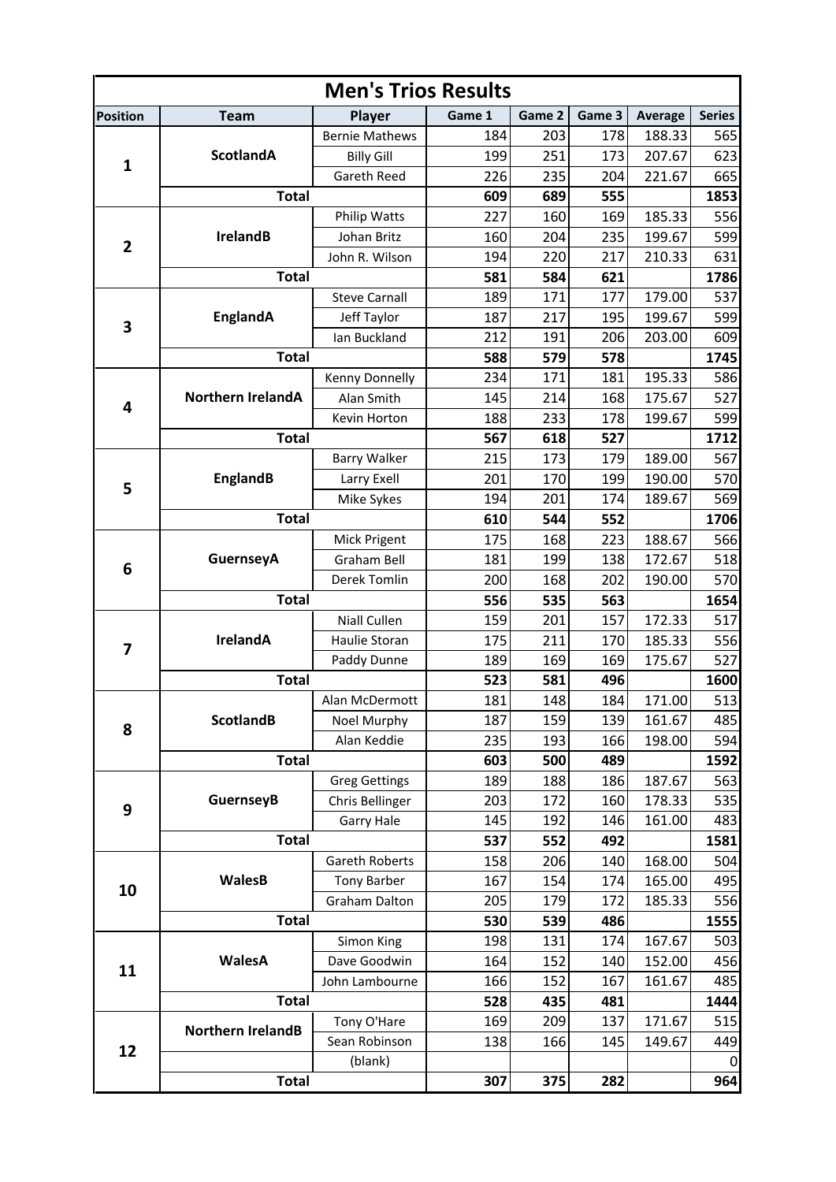# Men's Trios Results

| Position | Team | Player | Game 1 | Game 2 | Game 3 | Average | Series |
|---|---|---|---|---|---|---|---|
| 1 | ScotlandA | Bernie Mathews | 184 | 203 | 178 | 188.33 | 565 |
| | | Billy Gill | 199 | 251 | 173 | 207.67 | 623 |
| | | Gareth Reed | 226 | 235 | 204 | 221.67 | 665 |
| | **Total** | | **609** | **689** | **555** | | **1853** |
| 2 | IrelandB | Philip Watts | 227 | 160 | 169 | 185.33 | 556 |
| | | Johan Britz | 160 | 204 | 235 | 199.67 | 599 |
| | | John R. Wilson | 194 | 220 | 217 | 210.33 | 631 |
| | **Total** | | **581** | **584** | **621** | | **1786** |
| 3 | EnglandA | Steve Carnall | 189 | 171 | 177 | 179.00 | 537 |
| | | Jeff Taylor | 187 | 217 | 195 | 199.67 | 599 |
| | | Ian Buckland | 212 | 191 | 206 | 203.00 | 609 |
| | **Total** | | **588** | **579** | **578** | | **1745** |
| 4 | Northern IrelandA | Kenny Donnelly | 234 | 171 | 181 | 195.33 | 586 |
| | | Alan Smith | 145 | 214 | 168 | 175.67 | 527 |
| | | Kevin Horton | 188 | 233 | 178 | 199.67 | 599 |
| | **Total** | | **567** | **618** | **527** | | **1712** |
| 5 | EnglandB | Barry Walker | 215 | 173 | 179 | 189.00 | 567 |
| | | Larry Exell | 201 | 170 | 199 | 190.00 | 570 |
| | | Mike Sykes | 194 | 201 | 174 | 189.67 | 569 |
| | **Total** | | **610** | **544** | **552** | | **1706** |
| 6 | GuernseyA | Mick Prigent | 175 | 168 | 223 | 188.67 | 566 |
| | | Graham Bell | 181 | 199 | 138 | 172.67 | 518 |
| | | Derek Tomlin | 200 | 168 | 202 | 190.00 | 570 |
| | **Total** | | **556** | **535** | **563** | | **1654** |
| 7 | IrelandA | Niall Cullen | 159 | 201 | 157 | 172.33 | 517 |
| | | Haulie Storan | 175 | 211 | 170 | 185.33 | 556 |
| | | Paddy Dunne | 189 | 169 | 169 | 175.67 | 527 |
| | **Total** | | **523** | **581** | **496** | | **1600** |
| 8 | ScotlandB | Alan McDermott | 181 | 148 | 184 | 171.00 | 513 |
| | | Noel Murphy | 187 | 159 | 139 | 161.67 | 485 |
| | | Alan Keddie | 235 | 193 | 166 | 198.00 | 594 |
| | **Total** | | **603** | **500** | **489** | | **1592** |
| 9 | GuernseyB | Greg Gettings | 189 | 188 | 186 | 187.67 | 563 |
| | | Chris Bellinger | 203 | 172 | 160 | 178.33 | 535 |
| | | Garry Hale | 145 | 192 | 146 | 161.00 | 483 |
| | **Total** | | **537** | **552** | **492** | | **1581** |
| 10 | WalesB | Gareth Roberts | 158 | 206 | 140 | 168.00 | 504 |
| | | Tony Barber | 167 | 154 | 174 | 165.00 | 495 |
| | | Graham Dalton | 205 | 179 | 172 | 185.33 | 556 |
| | **Total** | | **530** | **539** | **486** | | **1555** |
| 11 | WalesA | Simon King | 198 | 131 | 174 | 167.67 | 503 |
| | | Dave Goodwin | 164 | 152 | 140 | 152.00 | 456 |
| | | John Lambourne | 166 | 152 | 167 | 161.67 | 485 |
| | **Total** | | **528** | **435** | **481** | | **1444** |
| 12 | Northern IrelandB | Tony O'Hare | 169 | 209 | 137 | 171.67 | 515 |
| | | Sean Robinson | 138 | 166 | 145 | 149.67 | 449 |
| | | (blank) | | | | | 0 |
| | **Total** | | **307** | **375** | **282** | | **964** |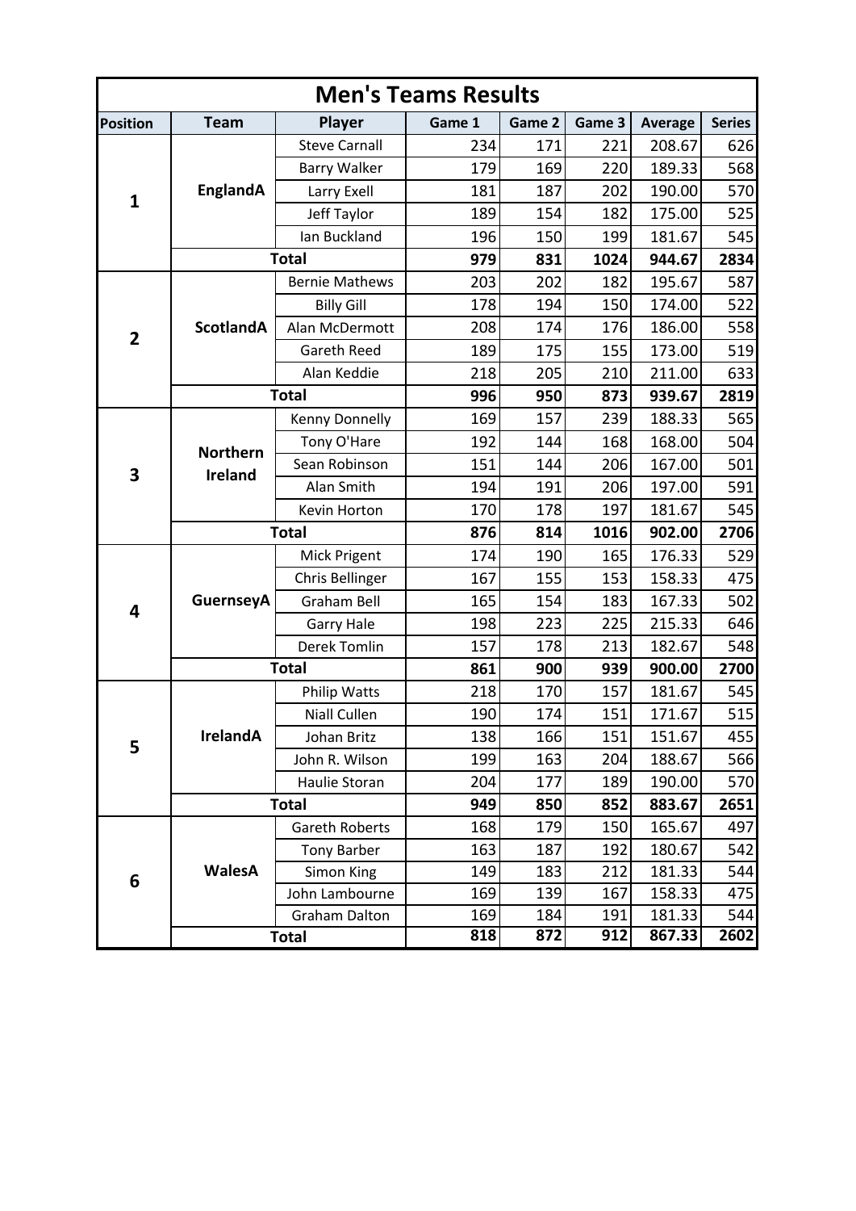# Men's Teams Results

| Position | Team | Player | Game 1 | Game 2 | Game 3 | Average | Series |
|---|---|---|---|---|---|---|---|
| 1 | EnglandA | Steve Carnall | 234 | 171 | 221 | 208.67 | 626 |
| | | Barry Walker | 179 | 169 | 220 | 189.33 | 568 |
| | | Larry Exell | 181 | 187 | 202 | 190.00 | 570 |
| | | Jeff Taylor | 189 | 154 | 182 | 175.00 | 525 |
| | | Ian Buckland | 196 | 150 | 199 | 181.67 | 545 |
| | **Total** | | **979** | **831** | **1024** | **944.67** | **2834** |
| 2 | ScotlandA | Bernie Mathews | 203 | 202 | 182 | 195.67 | 587 |
| | | Billy Gill | 178 | 194 | 150 | 174.00 | 522 |
| | | Alan McDermott | 208 | 174 | 176 | 186.00 | 558 |
| | | Gareth Reed | 189 | 175 | 155 | 173.00 | 519 |
| | | Alan Keddie | 218 | 205 | 210 | 211.00 | 633 |
| | **Total** | | **996** | **950** | **873** | **939.67** | **2819** |
| 3 | Northern Ireland | Kenny Donnelly | 169 | 157 | 239 | 188.33 | 565 |
| | | Tony O'Hare | 192 | 144 | 168 | 168.00 | 504 |
| | | Sean Robinson | 151 | 144 | 206 | 167.00 | 501 |
| | | Alan Smith | 194 | 191 | 206 | 197.00 | 591 |
| | | Kevin Horton | 170 | 178 | 197 | 181.67 | 545 |
| | **Total** | | **876** | **814** | **1016** | **902.00** | **2706** |
| 4 | GuernseyA | Mick Prigent | 174 | 190 | 165 | 176.33 | 529 |
| | | Chris Bellinger | 167 | 155 | 153 | 158.33 | 475 |
| | | Graham Bell | 165 | 154 | 183 | 167.33 | 502 |
| | | Garry Hale | 198 | 223 | 225 | 215.33 | 646 |
| | | Derek Tomlin | 157 | 178 | 213 | 182.67 | 548 |
| | **Total** | | **861** | **900** | **939** | **900.00** | **2700** |
| 5 | IrelandA | Philip Watts | 218 | 170 | 157 | 181.67 | 545 |
| | | Niall Cullen | 190 | 174 | 151 | 171.67 | 515 |
| | | Johan Britz | 138 | 166 | 151 | 151.67 | 455 |
| | | John R. Wilson | 199 | 163 | 204 | 188.67 | 566 |
| | | Haulie Storan | 204 | 177 | 189 | 190.00 | 570 |
| | **Total** | | **949** | **850** | **852** | **883.67** | **2651** |
| 6 | WalesA | Gareth Roberts | 168 | 179 | 150 | 165.67 | 497 |
| | | Tony Barber | 163 | 187 | 192 | 180.67 | 542 |
| | | Simon King | 149 | 183 | 212 | 181.33 | 544 |
| | | John Lambourne | 169 | 139 | 167 | 158.33 | 475 |
| | | Graham Dalton | 169 | 184 | 191 | 181.33 | 544 |
| | **Total** | | **818** | **872** | **912** | **867.33** | **2602** |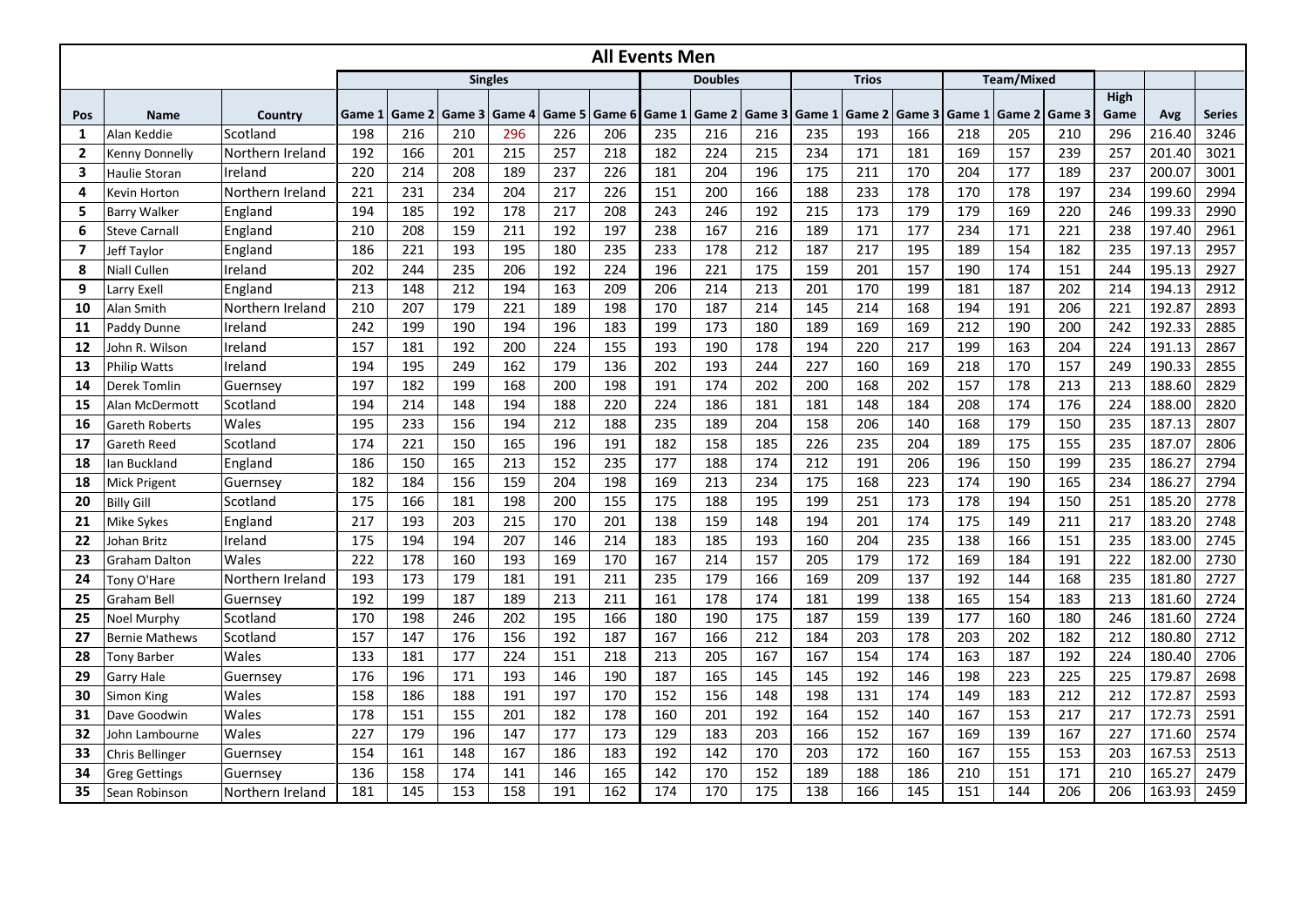## All Events Men

| | | | Singles | | | | | | Doubles | | | Trios | | | Team/Mixed | | | | | |
|---|---|---|---|---|---|---|---|---|---|---|---|---|---|---|---|---|---|---|---|---|
| Pos | Name | Country | Game 1 | Game 2 | Game 3 | Game 4 | Game 5 | Game 6 | Game 1 | Game 2 | Game 3 | Game 1 | Game 2 | Game 3 | Game 1 | Game 2 | Game 3 | High Game | Avg | Series |
| 1 | Alan Keddie | Scotland | 198 | 216 | 210 | 296 | 226 | 206 | 235 | 216 | 216 | 235 | 193 | 166 | 218 | 205 | 210 | 296 | 216.40 | 3246 |
| 2 | Kenny Donnelly | Northern Ireland | 192 | 166 | 201 | 215 | 257 | 218 | 182 | 224 | 215 | 234 | 171 | 181 | 169 | 157 | 239 | 257 | 201.40 | 3021 |
| 3 | Haulie Storan | Ireland | 220 | 214 | 208 | 189 | 237 | 226 | 181 | 204 | 196 | 175 | 211 | 170 | 204 | 177 | 189 | 237 | 200.07 | 3001 |
| 4 | Kevin Horton | Northern Ireland | 221 | 231 | 234 | 204 | 217 | 226 | 151 | 200 | 166 | 188 | 233 | 178 | 170 | 178 | 197 | 234 | 199.60 | 2994 |
| 5 | Barry Walker | England | 194 | 185 | 192 | 178 | 217 | 208 | 243 | 246 | 192 | 215 | 173 | 179 | 179 | 169 | 220 | 246 | 199.33 | 2990 |
| 6 | Steve Carnall | England | 210 | 208 | 159 | 211 | 192 | 197 | 238 | 167 | 216 | 189 | 171 | 177 | 234 | 171 | 221 | 238 | 197.40 | 2961 |
| 7 | Jeff Taylor | England | 186 | 221 | 193 | 195 | 180 | 235 | 233 | 178 | 212 | 187 | 217 | 195 | 189 | 154 | 182 | 235 | 197.13 | 2957 |
| 8 | Niall Cullen | Ireland | 202 | 244 | 235 | 206 | 192 | 224 | 196 | 221 | 175 | 159 | 201 | 157 | 190 | 174 | 151 | 244 | 195.13 | 2927 |
| 9 | Larry Exell | England | 213 | 148 | 212 | 194 | 163 | 209 | 206 | 214 | 213 | 201 | 170 | 199 | 181 | 187 | 202 | 214 | 194.13 | 2912 |
| 10 | Alan Smith | Northern Ireland | 210 | 207 | 179 | 221 | 189 | 198 | 170 | 187 | 214 | 145 | 214 | 168 | 194 | 191 | 206 | 221 | 192.87 | 2893 |
| 11 | Paddy Dunne | Ireland | 242 | 199 | 190 | 194 | 196 | 183 | 199 | 173 | 180 | 189 | 169 | 169 | 212 | 190 | 200 | 242 | 192.33 | 2885 |
| 12 | John R. Wilson | Ireland | 157 | 181 | 192 | 200 | 224 | 155 | 193 | 190 | 178 | 194 | 220 | 217 | 199 | 163 | 204 | 224 | 191.13 | 2867 |
| 13 | Philip Watts | Ireland | 194 | 195 | 249 | 162 | 179 | 136 | 202 | 193 | 244 | 227 | 160 | 169 | 218 | 170 | 157 | 249 | 190.33 | 2855 |
| 14 | Derek Tomlin | Guernsey | 197 | 182 | 199 | 168 | 200 | 198 | 191 | 174 | 202 | 200 | 168 | 202 | 157 | 178 | 213 | 213 | 188.60 | 2829 |
| 15 | Alan McDermott | Scotland | 194 | 214 | 148 | 194 | 188 | 220 | 224 | 186 | 181 | 181 | 148 | 184 | 208 | 174 | 176 | 224 | 188.00 | 2820 |
| 16 | Gareth Roberts | Wales | 195 | 233 | 156 | 194 | 212 | 188 | 235 | 189 | 204 | 158 | 206 | 140 | 168 | 179 | 150 | 235 | 187.13 | 2807 |
| 17 | Gareth Reed | Scotland | 174 | 221 | 150 | 165 | 196 | 191 | 182 | 158 | 185 | 226 | 235 | 204 | 189 | 175 | 155 | 235 | 187.07 | 2806 |
| 18 | Ian Buckland | England | 186 | 150 | 165 | 213 | 152 | 235 | 177 | 188 | 174 | 212 | 191 | 206 | 196 | 150 | 199 | 235 | 186.27 | 2794 |
| 18 | Mick Prigent | Guernsey | 182 | 184 | 156 | 159 | 204 | 198 | 169 | 213 | 234 | 175 | 168 | 223 | 174 | 190 | 165 | 234 | 186.27 | 2794 |
| 20 | Billy Gill | Scotland | 175 | 166 | 181 | 198 | 200 | 155 | 175 | 188 | 195 | 199 | 251 | 173 | 178 | 194 | 150 | 251 | 185.20 | 2778 |
| 21 | Mike Sykes | England | 217 | 193 | 203 | 215 | 170 | 201 | 138 | 159 | 148 | 194 | 201 | 174 | 175 | 149 | 211 | 217 | 183.20 | 2748 |
| 22 | Johan Britz | Ireland | 175 | 194 | 194 | 207 | 146 | 214 | 183 | 185 | 193 | 160 | 204 | 235 | 138 | 166 | 151 | 235 | 183.00 | 2745 |
| 23 | Graham Dalton | Wales | 222 | 178 | 160 | 193 | 169 | 170 | 167 | 214 | 157 | 205 | 179 | 172 | 169 | 184 | 191 | 222 | 182.00 | 2730 |
| 24 | Tony O'Hare | Northern Ireland | 193 | 173 | 179 | 181 | 191 | 211 | 235 | 179 | 166 | 169 | 209 | 137 | 192 | 144 | 168 | 235 | 181.80 | 2727 |
| 25 | Graham Bell | Guernsey | 192 | 199 | 187 | 189 | 213 | 211 | 161 | 178 | 174 | 181 | 199 | 138 | 165 | 154 | 183 | 213 | 181.60 | 2724 |
| 25 | Noel Murphy | Scotland | 170 | 198 | 246 | 202 | 195 | 166 | 180 | 190 | 175 | 187 | 159 | 139 | 177 | 160 | 180 | 246 | 181.60 | 2724 |
| 27 | Bernie Mathews | Scotland | 157 | 147 | 176 | 156 | 192 | 187 | 167 | 166 | 212 | 184 | 203 | 178 | 203 | 202 | 182 | 212 | 180.80 | 2712 |
| 28 | Tony Barber | Wales | 133 | 181 | 177 | 224 | 151 | 218 | 213 | 205 | 167 | 167 | 154 | 174 | 163 | 187 | 192 | 224 | 180.40 | 2706 |
| 29 | Garry Hale | Guernsey | 176 | 196 | 171 | 193 | 146 | 190 | 187 | 165 | 145 | 145 | 192 | 146 | 198 | 223 | 225 | 225 | 179.87 | 2698 |
| 30 | Simon King | Wales | 158 | 186 | 188 | 191 | 197 | 170 | 152 | 156 | 148 | 198 | 131 | 174 | 149 | 183 | 212 | 212 | 172.87 | 2593 |
| 31 | Dave Goodwin | Wales | 178 | 151 | 155 | 201 | 182 | 178 | 160 | 201 | 192 | 164 | 152 | 140 | 167 | 153 | 217 | 217 | 172.73 | 2591 |
| 32 | John Lambourne | Wales | 227 | 179 | 196 | 147 | 177 | 173 | 129 | 183 | 203 | 166 | 152 | 167 | 169 | 139 | 167 | 227 | 171.60 | 2574 |
| 33 | Chris Bellinger | Guernsey | 154 | 161 | 148 | 167 | 186 | 183 | 192 | 142 | 170 | 203 | 172 | 160 | 167 | 155 | 153 | 203 | 167.53 | 2513 |
| 34 | Greg Gettings | Guernsey | 136 | 158 | 174 | 141 | 146 | 165 | 142 | 170 | 152 | 189 | 188 | 186 | 210 | 151 | 171 | 210 | 165.27 | 2479 |
| 35 | Sean Robinson | Northern Ireland | 181 | 145 | 153 | 158 | 191 | 162 | 174 | 170 | 175 | 138 | 166 | 145 | 151 | 144 | 206 | 206 | 163.93 | 2459 |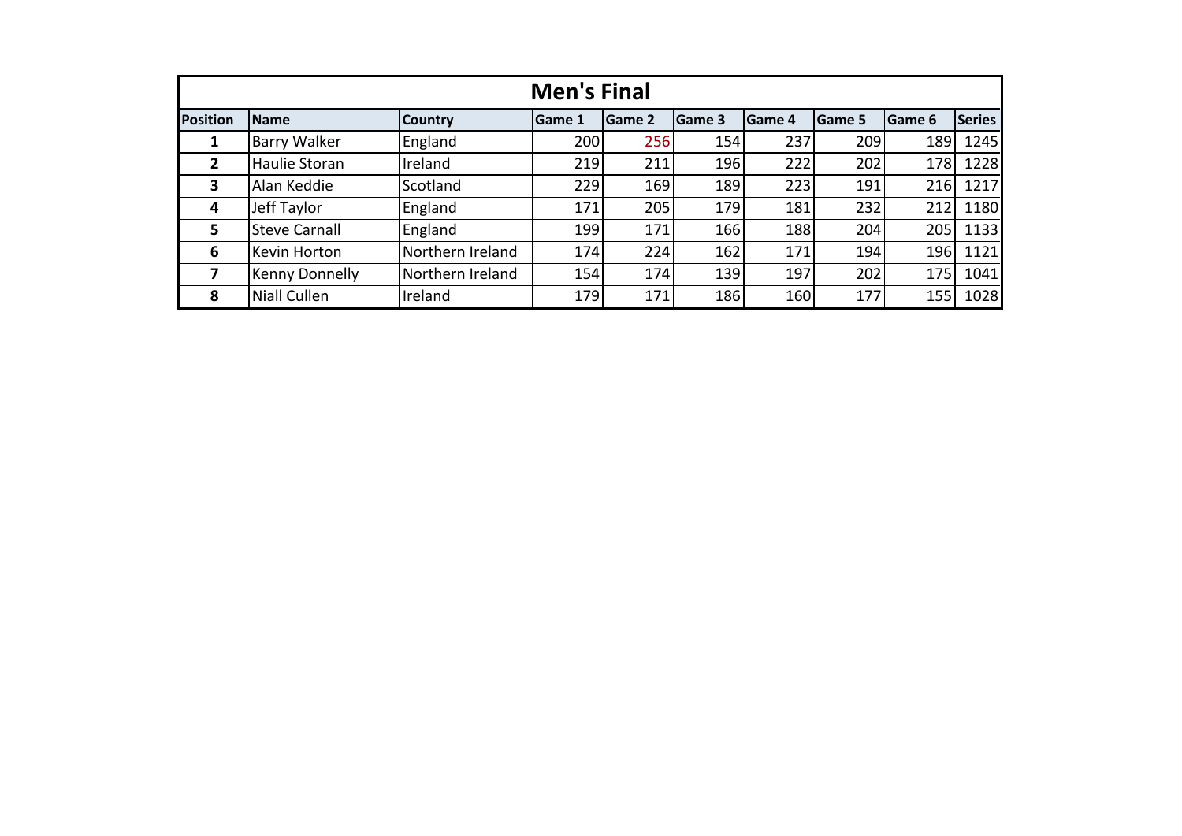## Men's Final

| Position | Name | Country | Game 1 | Game 2 | Game 3 | Game 4 | Game 5 | Game 6 | Series |
|---|---|---|---|---|---|---|---|---|---|
| **1** | Barry Walker | England | 200 | 256 | 154 | 237 | 209 | 189 | 1245 |
| **2** | Haulie Storan | Ireland | 219 | 211 | 196 | 222 | 202 | 178 | 1228 |
| **3** | Alan Keddie | Scotland | 229 | 169 | 189 | 223 | 191 | 216 | 1217 |
| **4** | Jeff Taylor | England | 171 | 205 | 179 | 181 | 232 | 212 | 1180 |
| **5** | Steve Carnall | England | 199 | 171 | 166 | 188 | 204 | 205 | 1133 |
| **6** | Kevin Horton | Northern Ireland | 174 | 224 | 162 | 171 | 194 | 196 | 1121 |
| **7** | Kenny Donnelly | Northern Ireland | 154 | 174 | 139 | 197 | 202 | 175 | 1041 |
| **8** | Niall Cullen | Ireland | 179 | 171 | 186 | 160 | 177 | 155 | 1028 |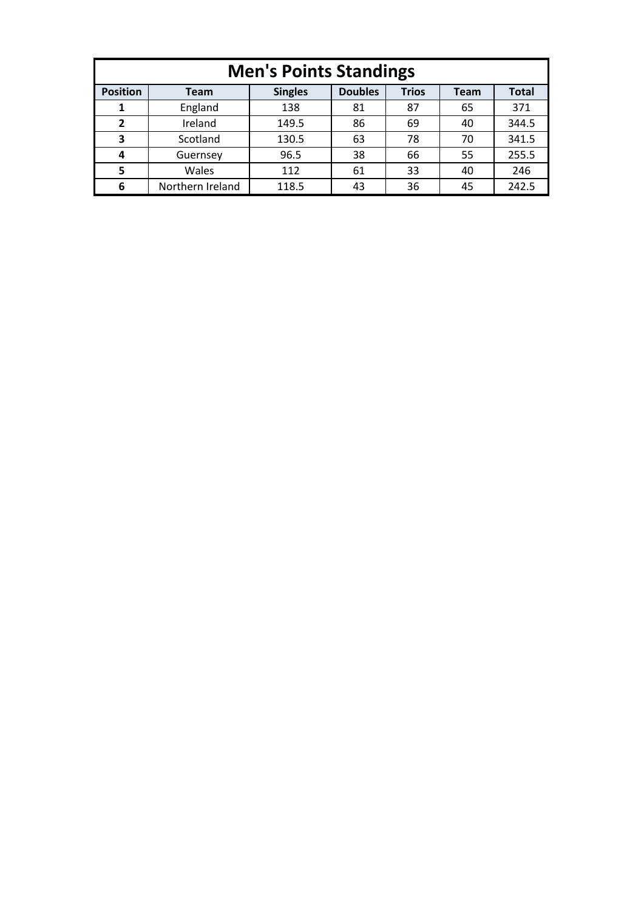# Men's Points Standings

| Position | Team | Singles | Doubles | Trios | Team | Total |
|---|---|---|---|---|---|---|
| **1** | England | 138 | 81 | 87 | 65 | 371 |
| **2** | Ireland | 149.5 | 86 | 69 | 40 | 344.5 |
| **3** | Scotland | 130.5 | 63 | 78 | 70 | 341.5 |
| **4** | Guernsey | 96.5 | 38 | 66 | 55 | 255.5 |
| **5** | Wales | 112 | 61 | 33 | 40 | 246 |
| **6** | Northern Ireland | 118.5 | 43 | 36 | 45 | 242.5 |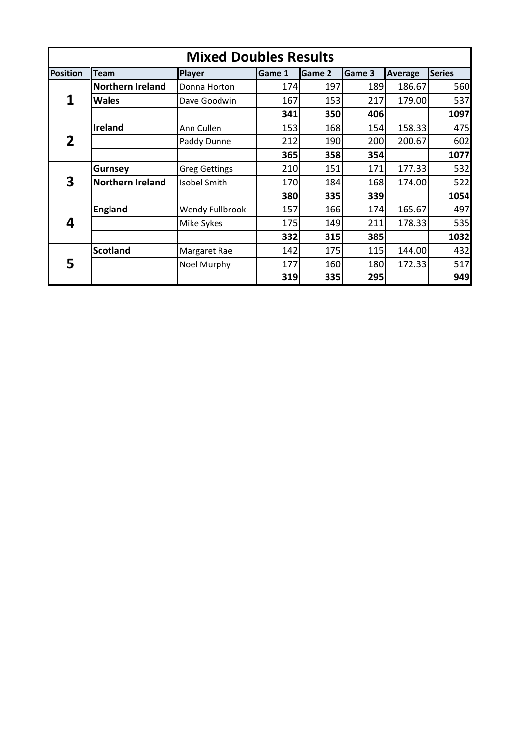# Mixed Doubles Results

| Position | Team | Player | Game 1 | Game 2 | Game 3 | Average | Series |
|---|---|---|---|---|---|---|---|
| **1** | **Northern Ireland** | Donna Horton | 174 | 197 | 189 | 186.67 | 560 |
| | **Wales** | Dave Goodwin | 167 | 153 | 217 | 179.00 | 537 |
| | | | **341** | **350** | **406** | | **1097** |
| **2** | **Ireland** | Ann Cullen | 153 | 168 | 154 | 158.33 | 475 |
| | | Paddy Dunne | 212 | 190 | 200 | 200.67 | 602 |
| | | | **365** | **358** | **354** | | **1077** |
| **3** | **Gurnsey** | Greg Gettings | 210 | 151 | 171 | 177.33 | 532 |
| | **Northern Ireland** | Isobel Smith | 170 | 184 | 168 | 174.00 | 522 |
| | | | **380** | **335** | **339** | | **1054** |
| **4** | **England** | Wendy Fullbrook | 157 | 166 | 174 | 165.67 | 497 |
| | | Mike Sykes | 175 | 149 | 211 | 178.33 | 535 |
| | | | **332** | **315** | **385** | | **1032** |
| **5** | **Scotland** | Margaret Rae | 142 | 175 | 115 | 144.00 | 432 |
| | | Noel Murphy | 177 | 160 | 180 | 172.33 | 517 |
| | | | **319** | **335** | **295** | | **949** |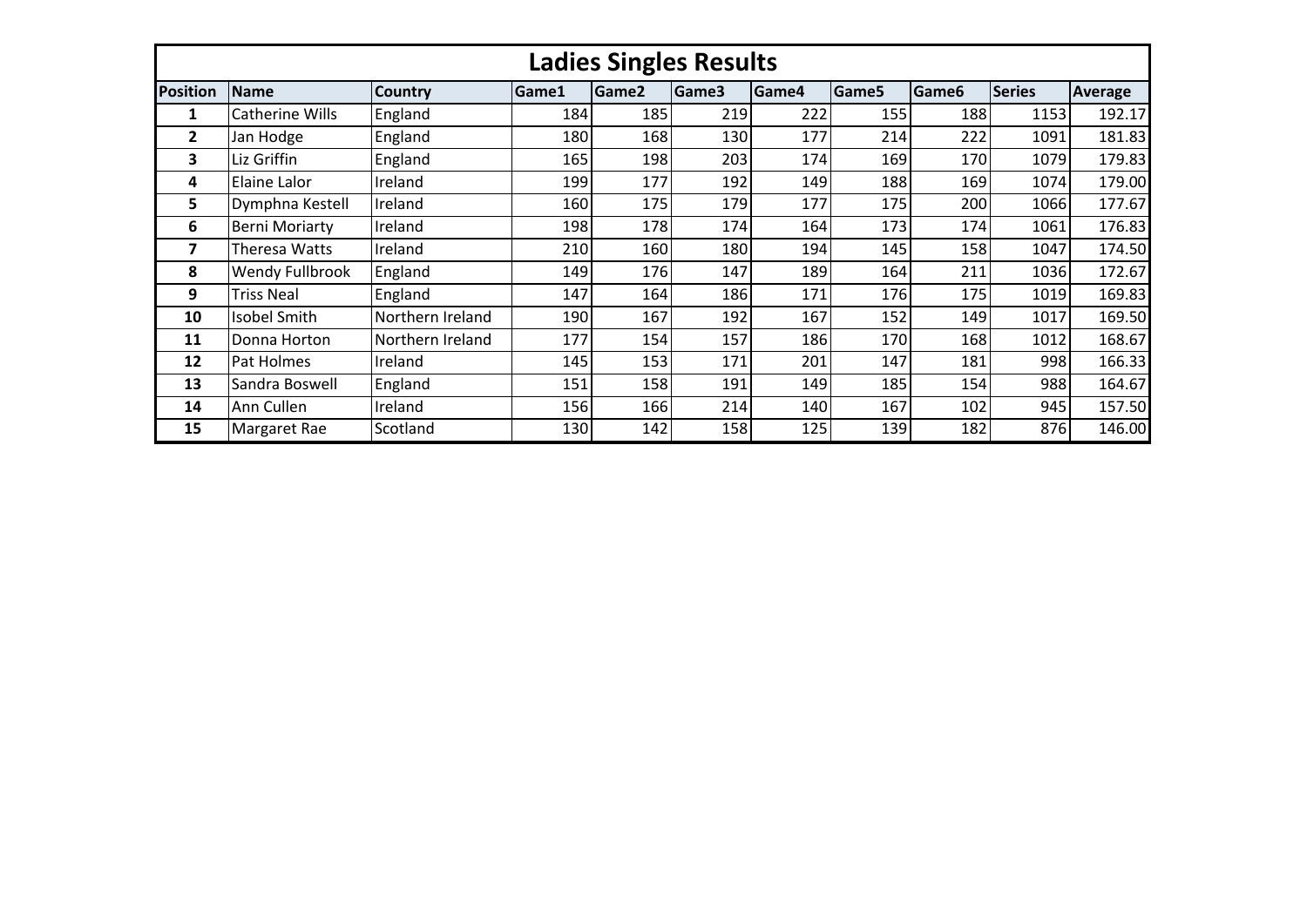# Ladies Singles Results

| Position | Name | Country | Game1 | Game2 | Game3 | Game4 | Game5 | Game6 | Series | Average |
|---|---|---|---|---|---|---|---|---|---|---|
| 1 | Catherine Wills | England | 184 | 185 | 219 | 222 | 155 | 188 | 1153 | 192.17 |
| 2 | Jan Hodge | England | 180 | 168 | 130 | 177 | 214 | 222 | 1091 | 181.83 |
| 3 | Liz Griffin | England | 165 | 198 | 203 | 174 | 169 | 170 | 1079 | 179.83 |
| 4 | Elaine Lalor | Ireland | 199 | 177 | 192 | 149 | 188 | 169 | 1074 | 179.00 |
| 5 | Dymphna Kestell | Ireland | 160 | 175 | 179 | 177 | 175 | 200 | 1066 | 177.67 |
| 6 | Berni Moriarty | Ireland | 198 | 178 | 174 | 164 | 173 | 174 | 1061 | 176.83 |
| 7 | Theresa Watts | Ireland | 210 | 160 | 180 | 194 | 145 | 158 | 1047 | 174.50 |
| 8 | Wendy Fullbrook | England | 149 | 176 | 147 | 189 | 164 | 211 | 1036 | 172.67 |
| 9 | Triss Neal | England | 147 | 164 | 186 | 171 | 176 | 175 | 1019 | 169.83 |
| 10 | Isobel Smith | Northern Ireland | 190 | 167 | 192 | 167 | 152 | 149 | 1017 | 169.50 |
| 11 | Donna Horton | Northern Ireland | 177 | 154 | 157 | 186 | 170 | 168 | 1012 | 168.67 |
| 12 | Pat Holmes | Ireland | 145 | 153 | 171 | 201 | 147 | 181 | 998 | 166.33 |
| 13 | Sandra Boswell | England | 151 | 158 | 191 | 149 | 185 | 154 | 988 | 164.67 |
| 14 | Ann Cullen | Ireland | 156 | 166 | 214 | 140 | 167 | 102 | 945 | 157.50 |
| 15 | Margaret Rae | Scotland | 130 | 142 | 158 | 125 | 139 | 182 | 876 | 146.00 |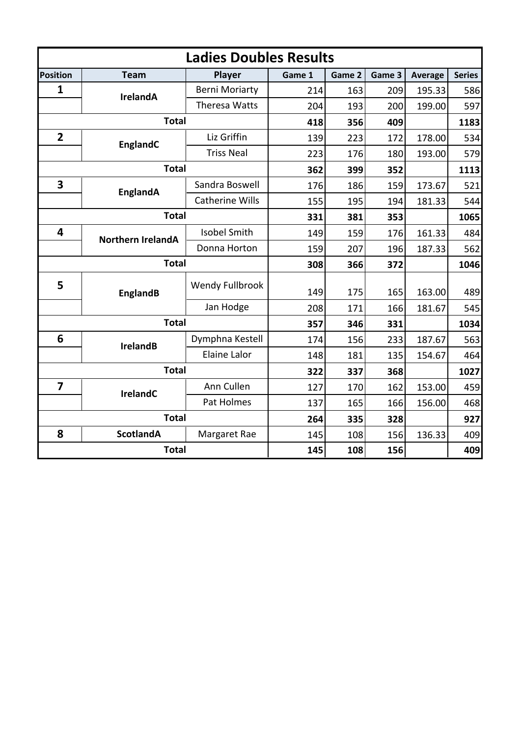# Ladies Doubles Results

| Position | Team | Player | Game 1 | Game 2 | Game 3 | Average | Series |
|---|---|---|---|---|---|---|---|
| **1** | **IrelandA** | Berni Moriarty | 214 | 163 | 209 | 195.33 | 586 |
| | | Theresa Watts | 204 | 193 | 200 | 199.00 | 597 |
| | **Total** | | **418** | **356** | **409** | | **1183** |
| **2** | **EnglandC** | Liz Griffin | 139 | 223 | 172 | 178.00 | 534 |
| | | Triss Neal | 223 | 176 | 180 | 193.00 | 579 |
| | **Total** | | **362** | **399** | **352** | | **1113** |
| **3** | **EnglandA** | Sandra Boswell | 176 | 186 | 159 | 173.67 | 521 |
| | | Catherine Wills | 155 | 195 | 194 | 181.33 | 544 |
| | **Total** | | **331** | **381** | **353** | | **1065** |
| **4** | **Northern IrelandA** | Isobel Smith | 149 | 159 | 176 | 161.33 | 484 |
| | | Donna Horton | 159 | 207 | 196 | 187.33 | 562 |
| | **Total** | | **308** | **366** | **372** | | **1046** |
| **5** | **EnglandB** | Wendy Fullbrook | 149 | 175 | 165 | 163.00 | 489 |
| | | Jan Hodge | 208 | 171 | 166 | 181.67 | 545 |
| | **Total** | | **357** | **346** | **331** | | **1034** |
| **6** | **IrelandB** | Dymphna Kestell | 174 | 156 | 233 | 187.67 | 563 |
| | | Elaine Lalor | 148 | 181 | 135 | 154.67 | 464 |
| | **Total** | | **322** | **337** | **368** | | **1027** |
| **7** | **IrelandC** | Ann Cullen | 127 | 170 | 162 | 153.00 | 459 |
| | | Pat Holmes | 137 | 165 | 166 | 156.00 | 468 |
| | **Total** | | **264** | **335** | **328** | | **927** |
| **8** | **ScotlandA** | Margaret Rae | 145 | 108 | 156 | 136.33 | 409 |
| | **Total** | | **145** | **108** | **156** | | **409** |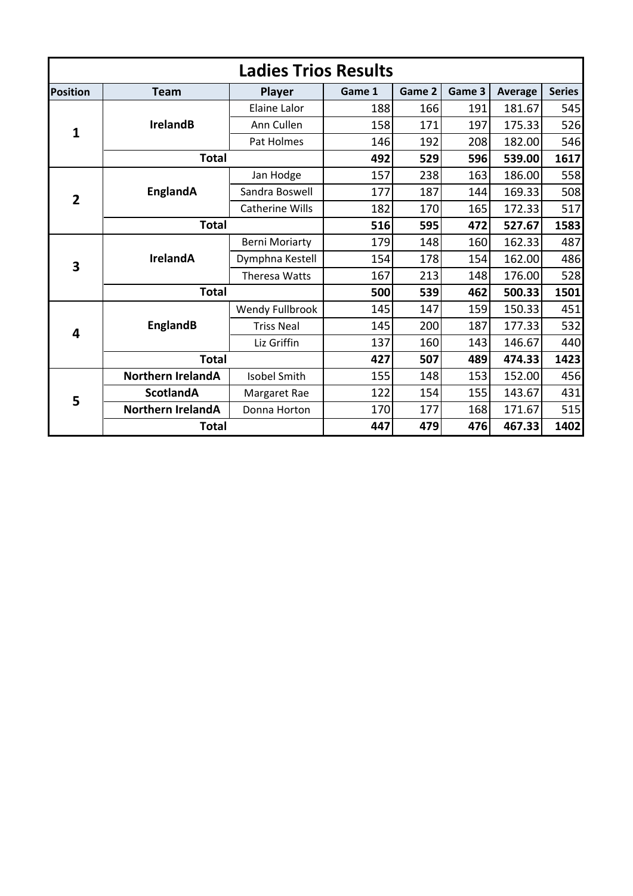# Ladies Trios Results

| Position | Team | Player | Game 1 | Game 2 | Game 3 | Average | Series |
|---|---|---|---|---|---|---|---|
| 1 | IrelandB | Elaine Lalor | 188 | 166 | 191 | 181.67 | 545 |
| | | Ann Cullen | 158 | 171 | 197 | 175.33 | 526 |
| | | Pat Holmes | 146 | 192 | 208 | 182.00 | 546 |
| | **Total** | | **492** | **529** | **596** | **539.00** | **1617** |
| 2 | EnglandA | Jan Hodge | 157 | 238 | 163 | 186.00 | 558 |
| | | Sandra Boswell | 177 | 187 | 144 | 169.33 | 508 |
| | | Catherine Wills | 182 | 170 | 165 | 172.33 | 517 |
| | **Total** | | **516** | **595** | **472** | **527.67** | **1583** |
| 3 | IrelandA | Berni Moriarty | 179 | 148 | 160 | 162.33 | 487 |
| | | Dymphna Kestell | 154 | 178 | 154 | 162.00 | 486 |
| | | Theresa Watts | 167 | 213 | 148 | 176.00 | 528 |
| | **Total** | | **500** | **539** | **462** | **500.33** | **1501** |
| 4 | EnglandB | Wendy Fullbrook | 145 | 147 | 159 | 150.33 | 451 |
| | | Triss Neal | 145 | 200 | 187 | 177.33 | 532 |
| | | Liz Griffin | 137 | 160 | 143 | 146.67 | 440 |
| | **Total** | | **427** | **507** | **489** | **474.33** | **1423** |
| 5 | Northern IrelandA | Isobel Smith | 155 | 148 | 153 | 152.00 | 456 |
| | ScotlandA | Margaret Rae | 122 | 154 | 155 | 143.67 | 431 |
| | Northern IrelandA | Donna Horton | 170 | 177 | 168 | 171.67 | 515 |
| | **Total** | | **447** | **479** | **476** | **467.33** | **1402** |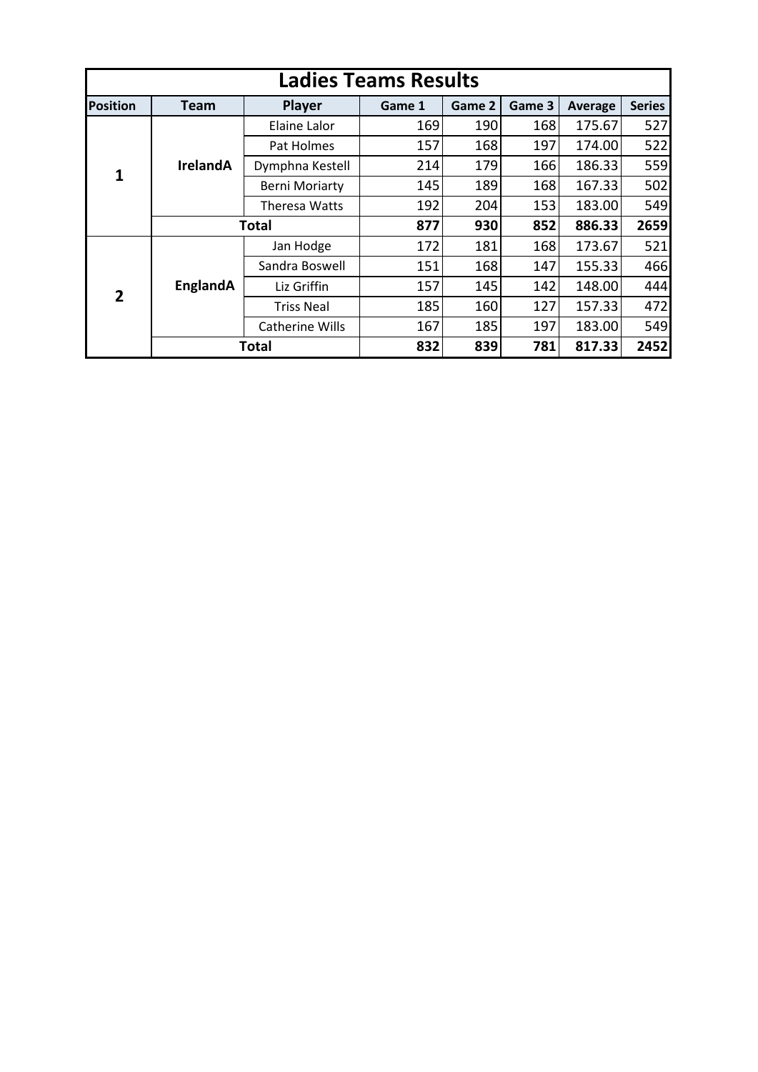# Ladies Teams Results

| Position | Team | Player | Game 1 | Game 2 | Game 3 | Average | Series |
|---|---|---|---|---|---|---|---|
| 1 | IrelandA | Elaine Lalor | 169 | 190 | 168 | 175.67 | 527 |
| | | Pat Holmes | 157 | 168 | 197 | 174.00 | 522 |
| | | Dymphna Kestell | 214 | 179 | 166 | 186.33 | 559 |
| | | Berni Moriarty | 145 | 189 | 168 | 167.33 | 502 |
| | | Theresa Watts | 192 | 204 | 153 | 183.00 | 549 |
| | **Total** | | **877** | **930** | **852** | **886.33** | **2659** |
| 2 | EnglandA | Jan Hodge | 172 | 181 | 168 | 173.67 | 521 |
| | | Sandra Boswell | 151 | 168 | 147 | 155.33 | 466 |
| | | Liz Griffin | 157 | 145 | 142 | 148.00 | 444 |
| | | Triss Neal | 185 | 160 | 127 | 157.33 | 472 |
| | | Catherine Wills | 167 | 185 | 197 | 183.00 | 549 |
| | **Total** | | **832** | **839** | **781** | **817.33** | **2452** |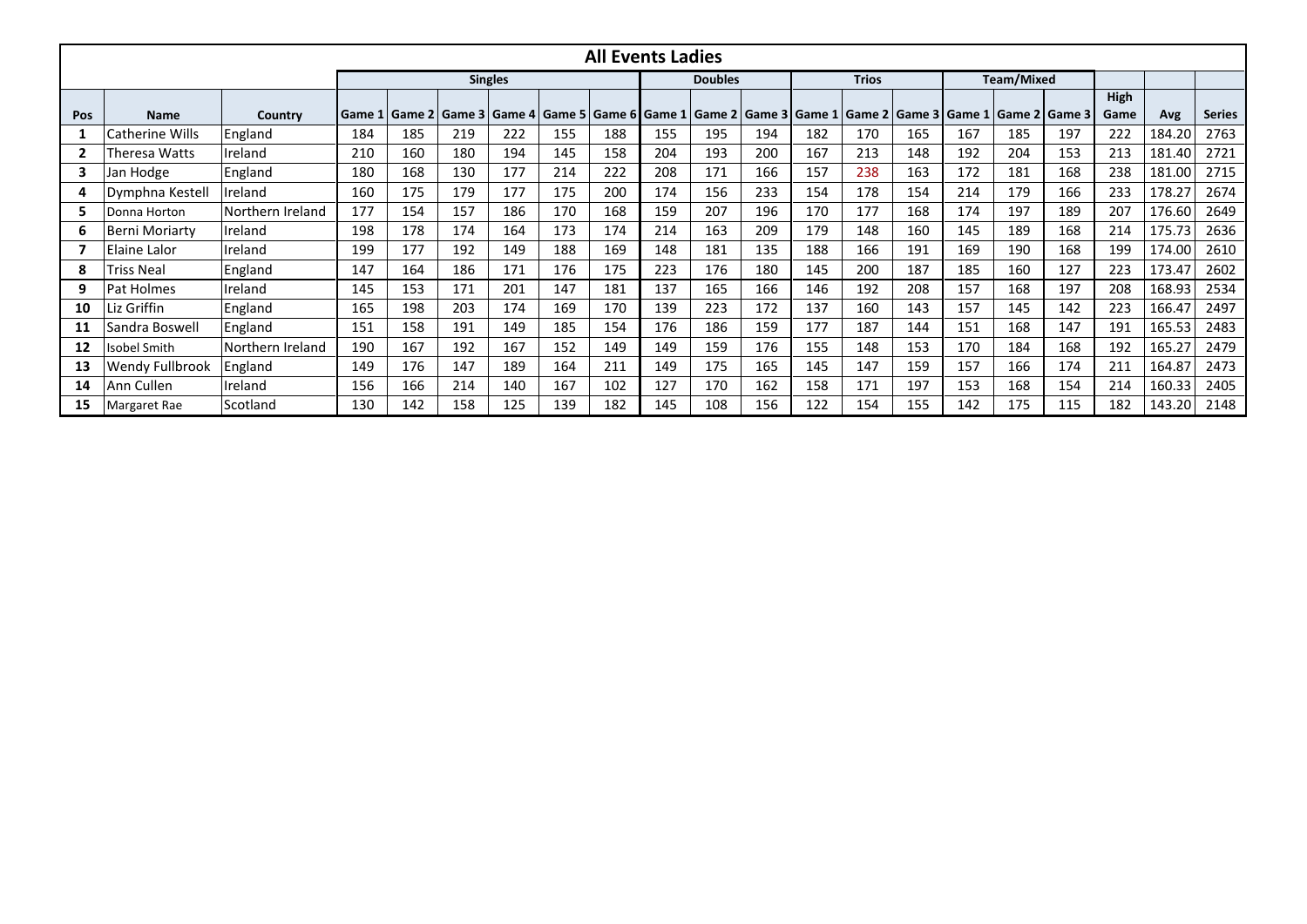## All Events Ladies

| | | | Singles | | | | | | Doubles | | | Trios | | | Team/Mixed | | | | | |
|---|---|---|---|---|---|---|---|---|---|---|---|---|---|---|---|---|---|---|---|---|
| **Pos** | **Name** | **Country** | **Game 1** | **Game 2** | **Game 3** | **Game 4** | **Game 5** | **Game 6** | **Game 1** | **Game 2** | **Game 3** | **Game 1** | **Game 2** | **Game 3** | **Game 1** | **Game 2** | **Game 3** | **High Game** | **Avg** | **Series** |
| **1** | Catherine Wills | England | 184 | 185 | 219 | 222 | 155 | 188 | 155 | 195 | 194 | 182 | 170 | 165 | 167 | 185 | 197 | 222 | 184.20 | 2763 |
| **2** | Theresa Watts | Ireland | 210 | 160 | 180 | 194 | 145 | 158 | 204 | 193 | 200 | 167 | 213 | 148 | 192 | 204 | 153 | 213 | 181.40 | 2721 |
| **3** | Jan Hodge | England | 180 | 168 | 130 | 177 | 214 | 222 | 208 | 171 | 166 | 157 | 238 | 163 | 172 | 181 | 168 | 238 | 181.00 | 2715 |
| **4** | Dymphna Kestell | Ireland | 160 | 175 | 179 | 177 | 175 | 200 | 174 | 156 | 233 | 154 | 178 | 154 | 214 | 179 | 166 | 233 | 178.27 | 2674 |
| **5** | Donna Horton | Northern Ireland | 177 | 154 | 157 | 186 | 170 | 168 | 159 | 207 | 196 | 170 | 177 | 168 | 174 | 197 | 189 | 207 | 176.60 | 2649 |
| **6** | Berni Moriarty | Ireland | 198 | 178 | 174 | 164 | 173 | 174 | 214 | 163 | 209 | 179 | 148 | 160 | 145 | 189 | 168 | 214 | 175.73 | 2636 |
| **7** | Elaine Lalor | Ireland | 199 | 177 | 192 | 149 | 188 | 169 | 148 | 181 | 135 | 188 | 166 | 191 | 169 | 190 | 168 | 199 | 174.00 | 2610 |
| **8** | Triss Neal | England | 147 | 164 | 186 | 171 | 176 | 175 | 223 | 176 | 180 | 145 | 200 | 187 | 185 | 160 | 127 | 223 | 173.47 | 2602 |
| **9** | Pat Holmes | Ireland | 145 | 153 | 171 | 201 | 147 | 181 | 137 | 165 | 166 | 146 | 192 | 208 | 157 | 168 | 197 | 208 | 168.93 | 2534 |
| **10** | Liz Griffin | England | 165 | 198 | 203 | 174 | 169 | 170 | 139 | 223 | 172 | 137 | 160 | 143 | 157 | 145 | 142 | 223 | 166.47 | 2497 |
| **11** | Sandra Boswell | England | 151 | 158 | 191 | 149 | 185 | 154 | 176 | 186 | 159 | 177 | 187 | 144 | 151 | 168 | 147 | 191 | 165.53 | 2483 |
| **12** | Isobel Smith | Northern Ireland | 190 | 167 | 192 | 167 | 152 | 149 | 149 | 159 | 176 | 155 | 148 | 153 | 170 | 184 | 168 | 192 | 165.27 | 2479 |
| **13** | Wendy Fullbrook | England | 149 | 176 | 147 | 189 | 164 | 211 | 149 | 175 | 165 | 145 | 147 | 159 | 157 | 166 | 174 | 211 | 164.87 | 2473 |
| **14** | Ann Cullen | Ireland | 156 | 166 | 214 | 140 | 167 | 102 | 127 | 170 | 162 | 158 | 171 | 197 | 153 | 168 | 154 | 214 | 160.33 | 2405 |
| **15** | Margaret Rae | Scotland | 130 | 142 | 158 | 125 | 139 | 182 | 145 | 108 | 156 | 122 | 154 | 155 | 142 | 175 | 115 | 182 | 143.20 | 2148 |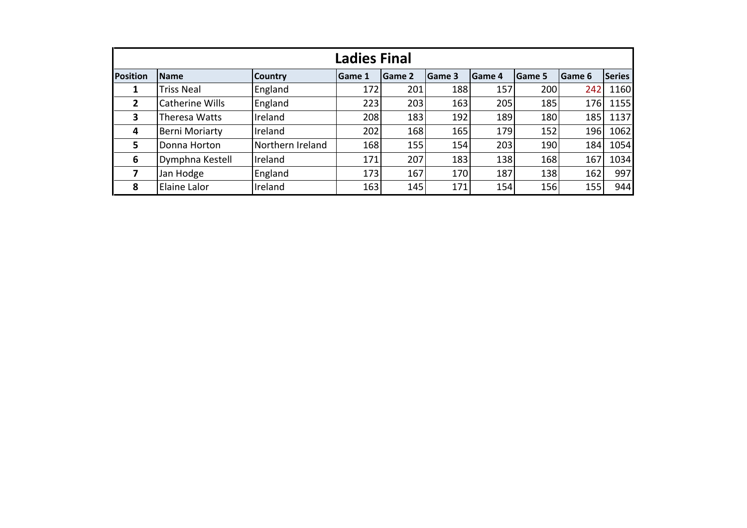## Ladies Final

| Position | Name | Country | Game 1 | Game 2 | Game 3 | Game 4 | Game 5 | Game 6 | Series |
|---|---|---|---|---|---|---|---|---|---|
| **1** | Triss Neal | England | 172 | 201 | 188 | 157 | 200 | 242 | 1160 |
| **2** | Catherine Wills | England | 223 | 203 | 163 | 205 | 185 | 176 | 1155 |
| **3** | Theresa Watts | Ireland | 208 | 183 | 192 | 189 | 180 | 185 | 1137 |
| **4** | Berni Moriarty | Ireland | 202 | 168 | 165 | 179 | 152 | 196 | 1062 |
| **5** | Donna Horton | Northern Ireland | 168 | 155 | 154 | 203 | 190 | 184 | 1054 |
| **6** | Dymphna Kestell | Ireland | 171 | 207 | 183 | 138 | 168 | 167 | 1034 |
| **7** | Jan Hodge | England | 173 | 167 | 170 | 187 | 138 | 162 | 997 |
| **8** | Elaine Lalor | Ireland | 163 | 145 | 171 | 154 | 156 | 155 | 944 |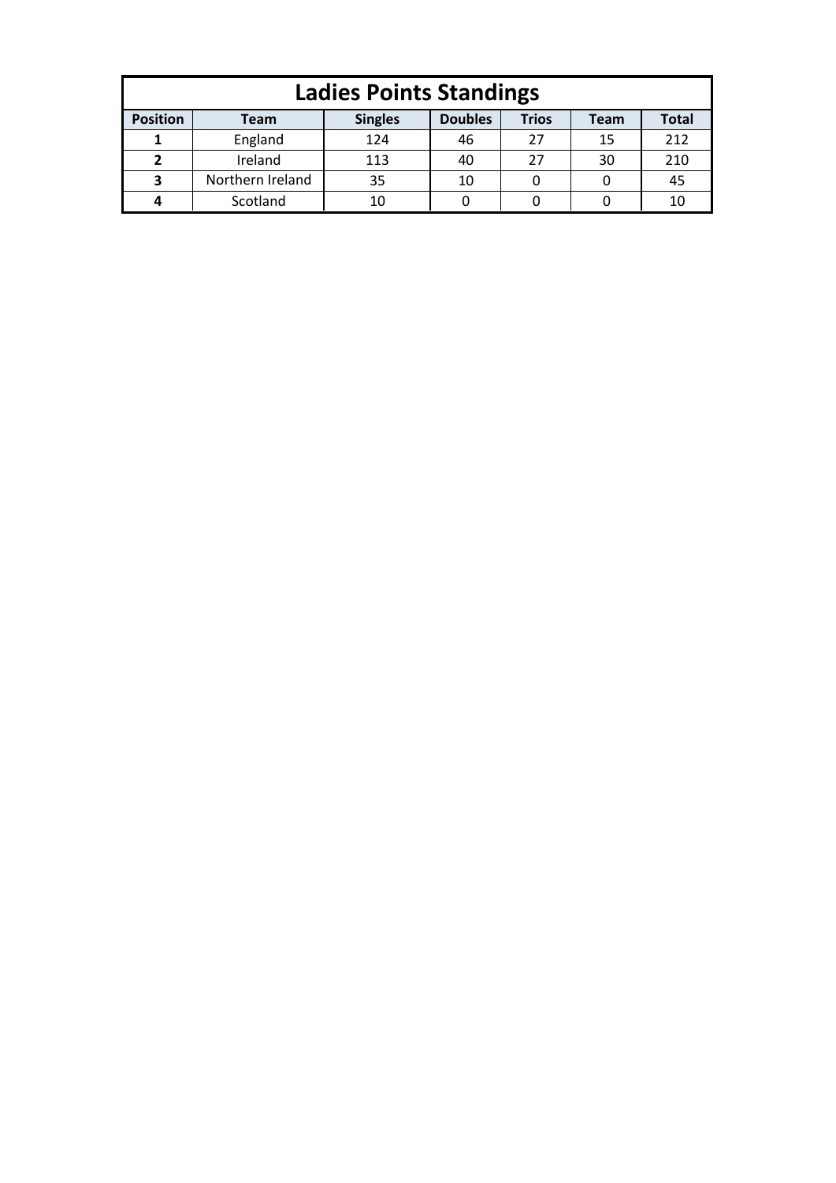# Ladies Points Standings

| Position | Team | Singles | Doubles | Trios | Team | Total |
|---|---|---|---|---|---|---|
| **1** | England | 124 | 46 | 27 | 15 | 212 |
| **2** | Ireland | 113 | 40 | 27 | 30 | 210 |
| **3** | Northern Ireland | 35 | 10 | 0 | 0 | 45 |
| **4** | Scotland | 10 | 0 | 0 | 0 | 10 |